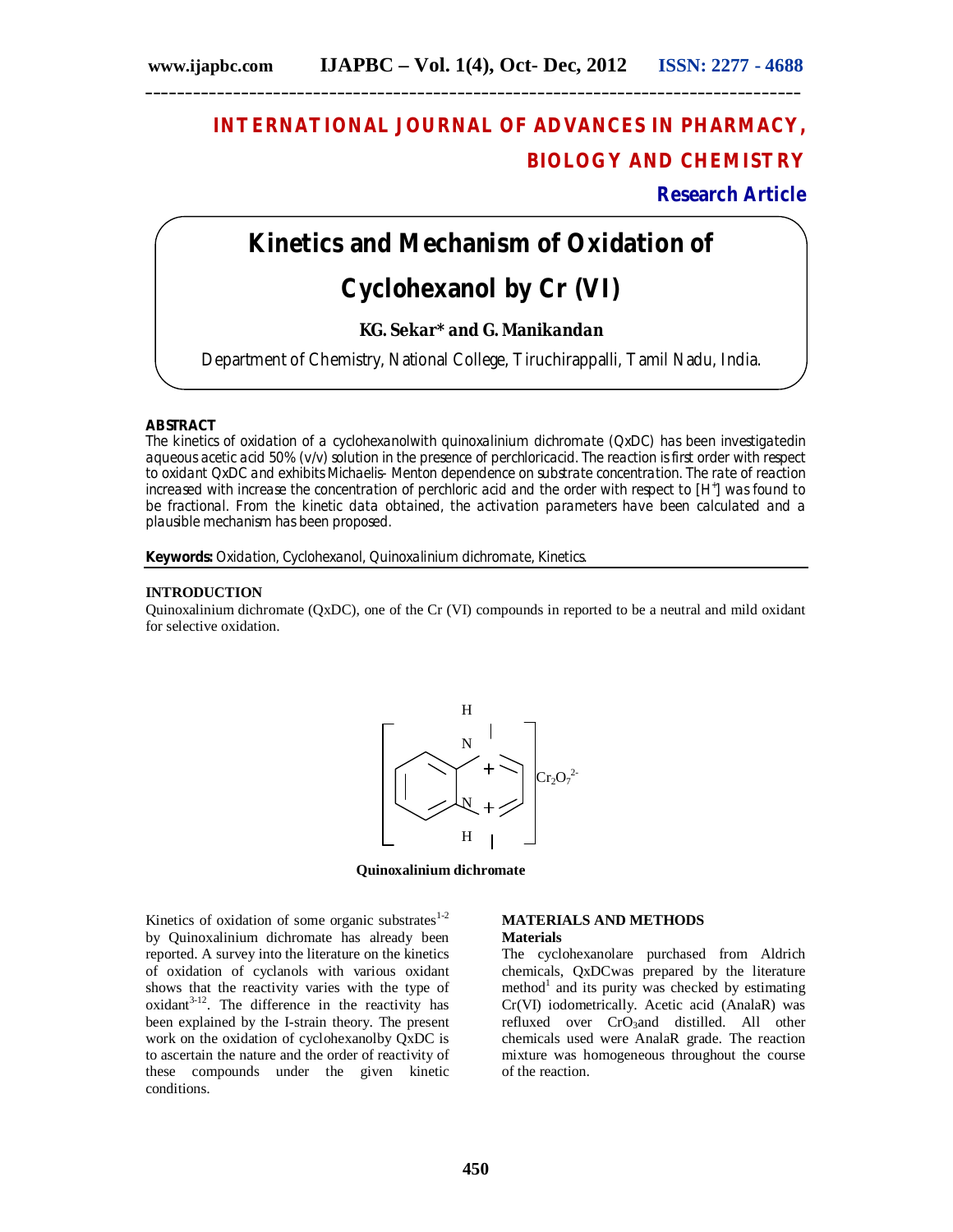**INTERNATIONAL JOURNAL OF ADVANCES IN PHARMACY, BIOLOGY AND CHEMISTRY**

**Research Article**

# Kinetics and Mechanism of Oxidation of Cyclohexanol by Cr (VI)

**KG. Sekar* and G. Manikandan**

Department of Chemistry, National College, Tiruchirappalli, Tamil Nadu, India.

## ABSTRACT

The kinetics of oxidation of a cyclohexanolwith quinoxalinium dichromate (QxDC) has been investigatedin aqueous acetic acid 50% (v/v) solution in the presence of perchloricacid. The reaction is first order with respect to oxidant QxDC and exhibits Michaelis- Menton dependence on substrate concentration. The rate of reaction increased with increase the concentration of perchloric acid and the order with respect to $[H^+]$ was found to be fractional. From the kinetic data obtained, the activation parameters have been calculated and a plausible mechanism has been proposed.

**Keywords:** Oxidation, Cyclohexanol, Quinoxalinium dichromate, Kinetics.

## INTRODUCTION

Quinoxalinium dichromate (QxDC), one of the Cr (VI) compounds in reported to be a neutral and mild oxidant for selective oxidation.

**Quinoxalinium dichromate**

Kinetics of oxidation of some organic substrates[1-2] by Quinoxalinium dichromate has already been reported. A survey into the literature on the kinetics of oxidation of cyclanols with various oxidant shows that the reactivity varies with the type of oxidant[3-12]. The difference in the reactivity has been explained by the I-strain theory. The present work on the oxidation of cyclohexanolby QxDC is to ascertain the nature and the order of reactivity of these compounds under the given kinetic conditions.

## MATERIALS AND METHODS

### Materials

The cyclohexanolare purchased from Aldrich chemicals, QxDCwas prepared by the literature method[1] and its purity was checked by estimating Cr(VI) iodometrically. Acetic acid (AnalaR) was refluxed over $CrO_3$and distilled. All other chemicals used were AnalaR grade. The reaction mixture was homogeneous throughout the course of the reaction.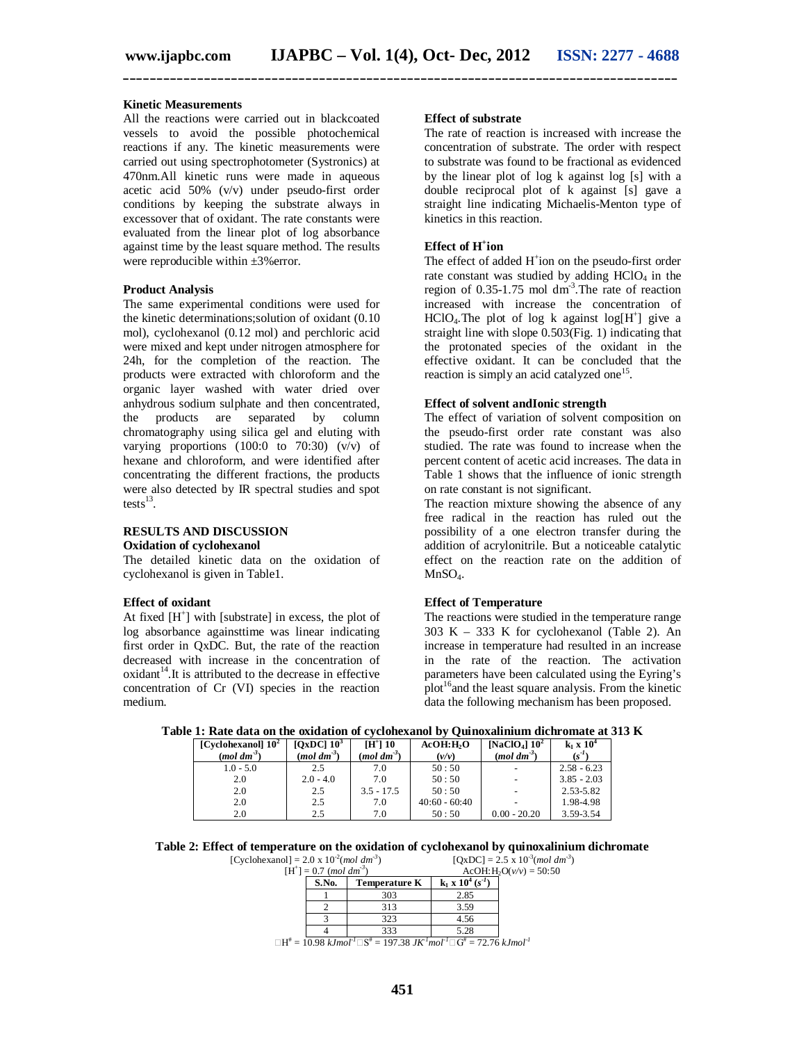### Kinetic Measurements

All the reactions were carried out in blackcoated vessels to avoid the possible photochemical reactions if any. The kinetic measurements were carried out using spectrophotometer (Systronics) at 470nm.All kinetic runs were made in aqueous acetic acid 50% (v/v) under pseudo-first order conditions by keeping the substrate always in excessover that of oxidant. The rate constants were evaluated from the linear plot of log absorbance against time by the least square method. The results were reproducible within ±3%error.

### Product Analysis

The same experimental conditions were used for the kinetic determinations;solution of oxidant (0.10 mol), cyclohexanol (0.12 mol) and perchloric acid were mixed and kept under nitrogen atmosphere for 24h, for the completion of the reaction. The products were extracted with chloroform and the organic layer washed with water dried over anhydrous sodium sulphate and then concentrated, the products are separated by column chromatography using silica gel and eluting with varying proportions (100:0 to 70:30) (v/v) of hexane and chloroform, and were identified after concentrating the different fractions, the products were also detected by IR spectral studies and spot tests[13].

## RESULTS AND DISCUSSION

### Oxidation of cyclohexanol

The detailed kinetic data on the oxidation of cyclohexanol is given in Table1.

### Effect of oxidant

At fixed $[H^+]$ with [substrate] in excess, the plot of log absorbance againsttime was linear indicating first order in QxDC. But, the rate of the reaction decreased with increase in the concentration of oxidant[14].It is attributed to the decrease in effective concentration of Cr (VI) species in the reaction medium.

### Effect of substrate

The rate of reaction is increased with increase the concentration of substrate. The order with respect to substrate was found to be fractional as evidenced by the linear plot of log k against log [s] with a double reciprocal plot of k against [s] gave a straight line indicating Michaelis-Menton type of kinetics in this reaction.

### Effect of $H^+$ion

The effect of added $H^+$ion on the pseudo-first order rate constant was studied by adding $HClO_4$ in the region of 0.35-1.75 mol $dm^{-3}$.The rate of reaction increased with increase the concentration of $HClO_4$.The plot of log k against $\log[H^+]$ give a straight line with slope 0.503(Fig. 1) indicating that the protonated species of the oxidant in the effective oxidant. It can be concluded that the reaction is simply an acid catalyzed one[15].

### Effect of solvent andIonic strength

The effect of variation of solvent composition on the pseudo-first order rate constant was also studied. The rate was found to increase when the percent content of acetic acid increases. The data in Table 1 shows that the influence of ionic strength on rate constant is not significant.

The reaction mixture showing the absence of any free radical in the reaction has ruled out the possibility of a one electron transfer during the addition of acrylonitrile. But a noticeable catalytic effect on the reaction rate on the addition of $MnSO_4$.

### Effect of Temperature

The reactions were studied in the temperature range 303 K – 333 K for cyclohexanol (Table 2). An increase in temperature had resulted in an increase in the rate of the reaction. The activation parameters have been calculated using the Eyring's plot[16]and the least square analysis. From the kinetic data the following mechanism has been proposed.

**Table 1: Rate data on the oxidation of cyclohexanol by Quinoxalinium dichromate at 313 K**

| [Cyclohexanol] $10^2$ (*mol dm$^{-3}$*) | [QxDC] $10^3$ (*mol dm$^{-3}$*) | $[H^+]$ 10 (*mol dm$^{-3}$*) | $AcOH:H_2O$ (*v/v*) | $[NaClO_4]$ $10^2$ (*mol dm$^{-3}$*) | $k_1 \times 10^4$ ($s^{-1}$) |
|---|---|---|---|---|---|
| 1.0 - 5.0 | 2.5 | 7.0 | 50 : 50 | - | 2.58 - 6.23 |
| 2.0 | 2.0 - 4.0 | 7.0 | 50 : 50 | - | 3.85 - 2.03 |
| 2.0 | 2.5 | 3.5 - 17.5 | 50 : 50 | - | 2.53-5.82 |
| 2.0 | 2.5 | 7.0 | 40:60 - 60:40 | - | 1.98-4.98 |
| 2.0 | 2.5 | 7.0 | 50 : 50 | 0.00 - 20.20 | 3.59-3.54 |

**Table 2: Effect of temperature on the oxidation of cyclohexanol by quinoxalinium dichromate**

[Cyclohexanol] = 2.0 x $10^{-2}$(*mol dm$^{-3}$*) [QxDC] = 2.5 x $10^{-3}$(*mol dm$^{-3}$*)

$[H^+]$ = 0.7 (*mol dm$^{-3}$*) $AcOH:H_2O$(*v/v*) = 50:50

| S.No. | Temperature K | $k_1 \times 10^4$ ($s^{-1}$) |
|---|---|---|
| 1 | 303 | 2.85 |
| 2 | 313 | 3.59 |
| 3 | 323 | 4.56 |
| 4 | 333 | 5.28 |

$\Delta H^{\#}$ = 10.98 *kJmol$^{-1}$* $\Delta S^{\#}$ = 197.38 *JK$^{-1}$mol$^{-1}$* $\Delta G^{\#}$ = 72.76 *kJmol$^{-1}$*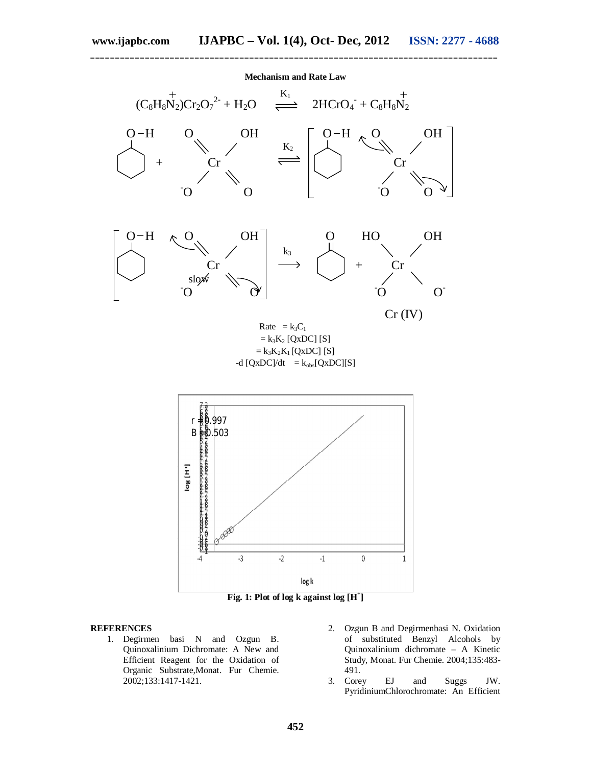**Mechanism and Rate Law**

$$(C_8H_8\overset{+}{N}_2)Cr_2O_7^{2-} + H_2O \underset{}{\overset{K_1}{\rightleftharpoons}} 2HCrO_4^{-} + C_8H_8\overset{+}{N}_2$$

$$\text{Cyclohexanol} + HCrO_4^{-} \overset{K_2}{\rightleftharpoons} [\text{Complex}]$$

$$[\text{Complex}] \xrightarrow[\text{slow}]{k_3} \text{Cyclohexanone} + \text{Cr (IV)}$$

Rate $= k_3C_1$

$= k_3K_2$ [QxDC] [S]

$= k_3K_2K_1$ [QxDC] [S]

$-d$ [QxDC]/dt $= k_{obs}$[QxDC][S]

r = 0.997

B = 0.503

Fig. 1: Plot of log k against log $[H^+]$

**REFERENCES**

1. Degirmen basi N and Ozgun B. Quinoxalinium Dichromate: A New and Efficient Reagent for the Oxidation of Organic Substrate,Monat. Fur Chemie. 2002;133:1417-1421.
2. Ozgun B and Degirmenbasi N. Oxidation of substituted Benzyl Alcohols by Quinoxalinium dichromate – A Kinetic Study, Monat. Fur Chemie. 2004;135:483-491.
3. Corey EJ and Suggs JW. PyridiniumChlorochromate: An Efficient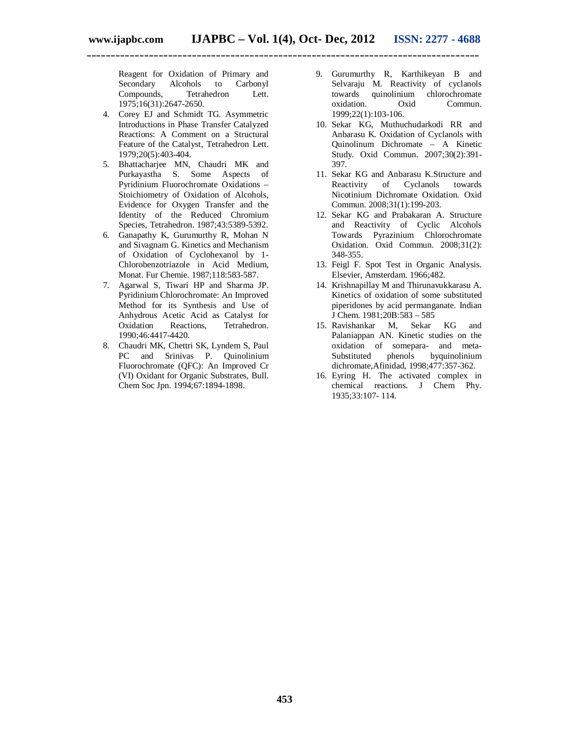Reagent for Oxidation of Primary and Secondary Alcohols to Carbonyl Compounds, Tetrahedron Lett. 1975;16(31):2647-2650.

4. Corey EJ and Schmidt TG. Asymmetric Introductions in Phase Transfer Catalyzed Reactions: A Comment on a Structural Feature of the Catalyst, Tetrahedron Lett. 1979;20(5):403-404.
5. Bhattacharjee MN, Chaudri MK and Purkayastha S. Some Aspects of Pyridinium Fluorochromate Oxidations – Stoichiometry of Oxidation of Alcohols, Evidence for Oxygen Transfer and the Identity of the Reduced Chromium Species, Tetrahedron. 1987;43:5389-5392.
6. Ganapathy K, Gurumurthy R, Mohan N and Sivagnam G. Kinetics and Mechanism of Oxidation of Cyclohexanol by 1-Chlorobenzotriazole in Acid Medium, Monat. Fur Chemie. 1987;118:583-587.
7. Agarwal S, Tiwari HP and Sharma JP. Pyridinium Chlorochromate: An Improved Method for its Synthesis and Use of Anhydrous Acetic Acid as Catalyst for Oxidation Reactions, Tetrahedron. 1990;46:4417-4420.
8. Chaudri MK, Chettri SK, Lyndem S, Paul PC and Srinivas P. Quinolinium Fluorochromate (QFC): An Improved Cr (VI) Oxidant for Organic Substrates, Bull. Chem Soc Jpn. 1994;67:1894-1898.
9. Gurumurthy R, Karthikeyan B and Selvaraju M. Reactivity of cyclanols towards quinolinium chlorochromate oxidation. Oxid Commun. 1999;22(1):103-106.
10. Sekar KG, Muthuchudarkodi RR and Anbarasu K. Oxidation of Cyclanols with Quinolinum Dichromate – A Kinetic Study. Oxid Commun. 2007;30(2):391-397.
11. Sekar KG and Anbarasu K.Structure and Reactivity of Cyclanols towards Nicotinium Dichromate Oxidation. Oxid Commun. 2008;31(1):199-203.
12. Sekar KG and Prabakaran A. Structure and Reactivity of Cyclic Alcohols Towards Pyrazinium Chlorochromate Oxidation. Oxid Commun. 2008;31(2): 348-355.
13. Feigl F. Spot Test in Organic Analysis. Elsevier, Amsterdam. 1966;482.
14. Krishnapillay M and Thirunavukkarasu A. Kinetics of oxidation of some substituted piperidones by acid permanganate. Indian J Chem. 1981;20B:583 – 585
15. Ravishankar M, Sekar KG and Palaniappan AN. Kinetic studies on the oxidation of somepara- and meta-Substituted phenols byquinolinium dichromate,Afinidad, 1998;477:357-362.
16. Eyring H. The activated complex in chemical reactions. J Chem Phy. 1935;33:107- 114.